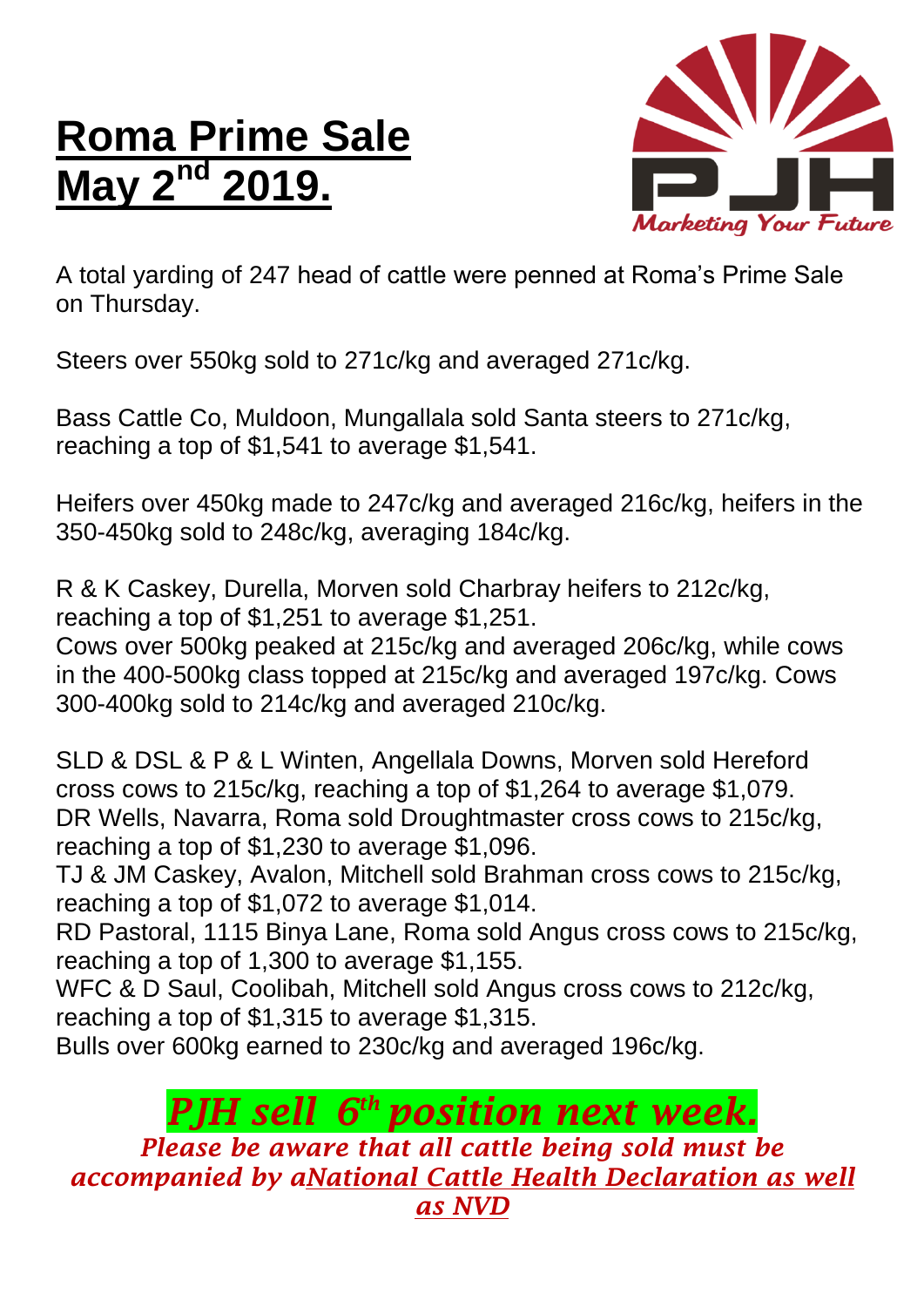# Roma Prime Sale May 2nd 2019.

PJH Marketing Your Future

A total yarding of 247 head of cattle were penned at Roma's Prime Sale on Thursday.

Steers over 550kg sold to 271c/kg and averaged 271c/kg.

Bass Cattle Co, Muldoon, Mungallala sold Santa steers to 271c/kg, reaching a top of $1,541 to average $1,541.

Heifers over 450kg made to 247c/kg and averaged 216c/kg, heifers in the 350-450kg sold to 248c/kg, averaging 184c/kg.

R & K Caskey, Durella, Morven sold Charbray heifers to 212c/kg, reaching a top of $1,251 to average $1,251.
Cows over 500kg peaked at 215c/kg and averaged 206c/kg, while cows in the 400-500kg class topped at 215c/kg and averaged 197c/kg. Cows 300-400kg sold to 214c/kg and averaged 210c/kg.

SLD & DSL & P & L Winten, Angellala Downs, Morven sold Hereford cross cows to 215c/kg, reaching a top of $1,264 to average $1,079.
DR Wells, Navarra, Roma sold Droughtmaster cross cows to 215c/kg, reaching a top of $1,230 to average $1,096.
TJ & JM Caskey, Avalon, Mitchell sold Brahman cross cows to 215c/kg, reaching a top of $1,072 to average $1,014.
RD Pastoral, 1115 Binya Lane, Roma sold Angus cross cows to 215c/kg, reaching a top of 1,300 to average $1,155.
WFC & D Saul, Coolibah, Mitchell sold Angus cross cows to 212c/kg, reaching a top of $1,315 to average $1,315.
Bulls over 600kg earned to 230c/kg and averaged 196c/kg.

***PJH sell 6th position next week.***

***Please be aware that all cattle being sold must be accompanied by aNational Cattle Health Declaration as well as NVD***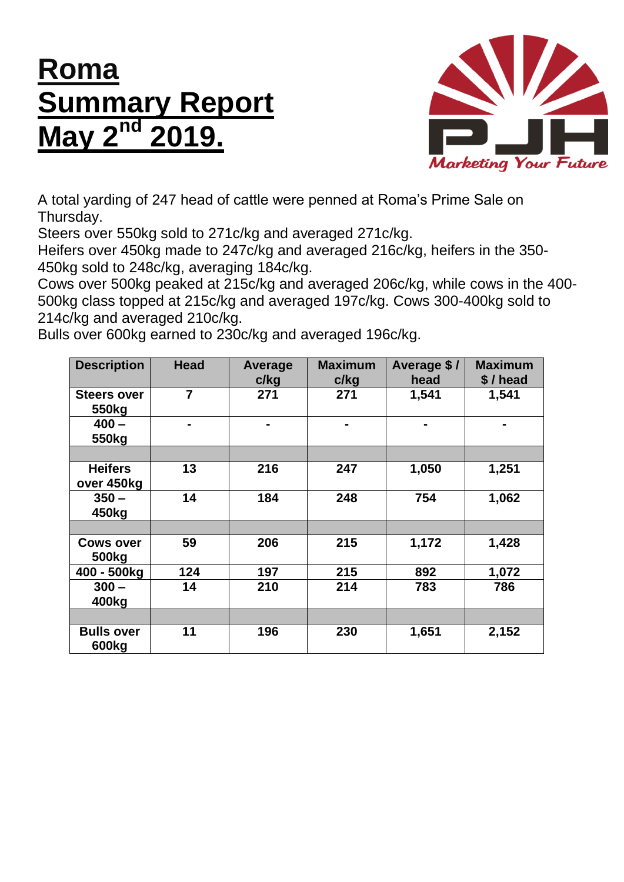# Roma Summary Report May 2nd 2019.

Marketing Your Future

A total yarding of 247 head of cattle were penned at Roma's Prime Sale on Thursday.
Steers over 550kg sold to 271c/kg and averaged 271c/kg.
Heifers over 450kg made to 247c/kg and averaged 216c/kg, heifers in the 350-450kg sold to 248c/kg, averaging 184c/kg.
Cows over 500kg peaked at 215c/kg and averaged 206c/kg, while cows in the 400-500kg class topped at 215c/kg and averaged 197c/kg. Cows 300-400kg sold to 214c/kg and averaged 210c/kg.
Bulls over 600kg earned to 230c/kg and averaged 196c/kg.

| Description | Head | Average c/kg | Maximum c/kg | Average $ / head | Maximum $ / head |
|---|---|---|---|---|---|
| **Steers over 550kg** | **7** | **271** | **271** | **1,541** | **1,541** |
| **400 – 550kg** | **-** | **-** | **-** | **-** | **-** |
| | | | | | |
| **Heifers over 450kg** | **13** | **216** | **247** | **1,050** | **1,251** |
| **350 – 450kg** | **14** | **184** | **248** | **754** | **1,062** |
| | | | | | |
| **Cows over 500kg** | **59** | **206** | **215** | **1,172** | **1,428** |
| **400 - 500kg** | **124** | **197** | **215** | **892** | **1,072** |
| **300 – 400kg** | **14** | **210** | **214** | **783** | **786** |
| | | | | | |
| **Bulls over 600kg** | **11** | **196** | **230** | **1,651** | **2,152** |